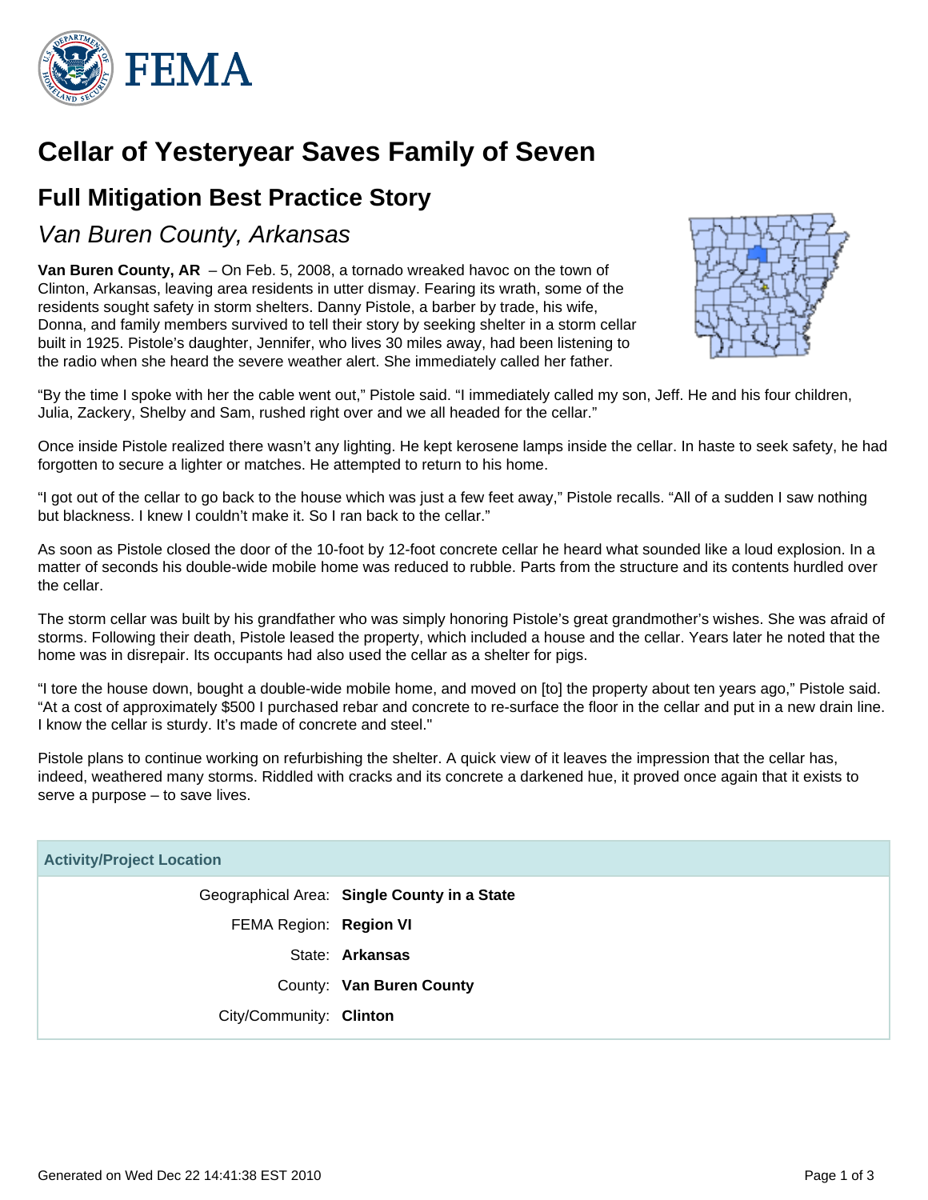# Cellar of Yesteryear Saves Family of Seven

## Full Mitigation Best Practice Story

### *Van Buren County, Arkansas*

**Van Buren County, AR** – On Feb. 5, 2008, a tornado wreaked havoc on the town of Clinton, Arkansas, leaving area residents in utter dismay. Fearing its wrath, some of the residents sought safety in storm shelters. Danny Pistole, a barber by trade, his wife, Donna, and family members survived to tell their story by seeking shelter in a storm cellar built in 1925. Pistole's daughter, Jennifer, who lives 30 miles away, had been listening to the radio when she heard the severe weather alert. She immediately called her father.

"By the time I spoke with her the cable went out," Pistole said. "I immediately called my son, Jeff. He and his four children, Julia, Zackery, Shelby and Sam, rushed right over and we all headed for the cellar."

Once inside Pistole realized there wasn't any lighting. He kept kerosene lamps inside the cellar. In haste to seek safety, he had forgotten to secure a lighter or matches. He attempted to return to his home.

"I got out of the cellar to go back to the house which was just a few feet away," Pistole recalls. "All of a sudden I saw nothing but blackness. I knew I couldn't make it. So I ran back to the cellar."

As soon as Pistole closed the door of the 10-foot by 12-foot concrete cellar he heard what sounded like a loud explosion. In a matter of seconds his double-wide mobile home was reduced to rubble. Parts from the structure and its contents hurdled over the cellar.

The storm cellar was built by his grandfather who was simply honoring Pistole's great grandmother's wishes. She was afraid of storms. Following their death, Pistole leased the property, which included a house and the cellar. Years later he noted that the home was in disrepair. Its occupants had also used the cellar as a shelter for pigs.

"I tore the house down, bought a double-wide mobile home, and moved on [to] the property about ten years ago," Pistole said. "At a cost of approximately $500 I purchased rebar and concrete to re-surface the floor in the cellar and put in a new drain line. I know the cellar is sturdy. It's made of concrete and steel."

Pistole plans to continue working on refurbishing the shelter. A quick view of it leaves the impression that the cellar has, indeed, weathered many storms. Riddled with cracks and its concrete a darkened hue, it proved once again that it exists to serve a purpose – to save lives.

| Activity/Project Location | |
|---|---|
| Geographical Area: | **Single County in a State** |
| FEMA Region: | **Region VI** |
| State: | **Arkansas** |
| County: | **Van Buren County** |
| City/Community: | **Clinton** |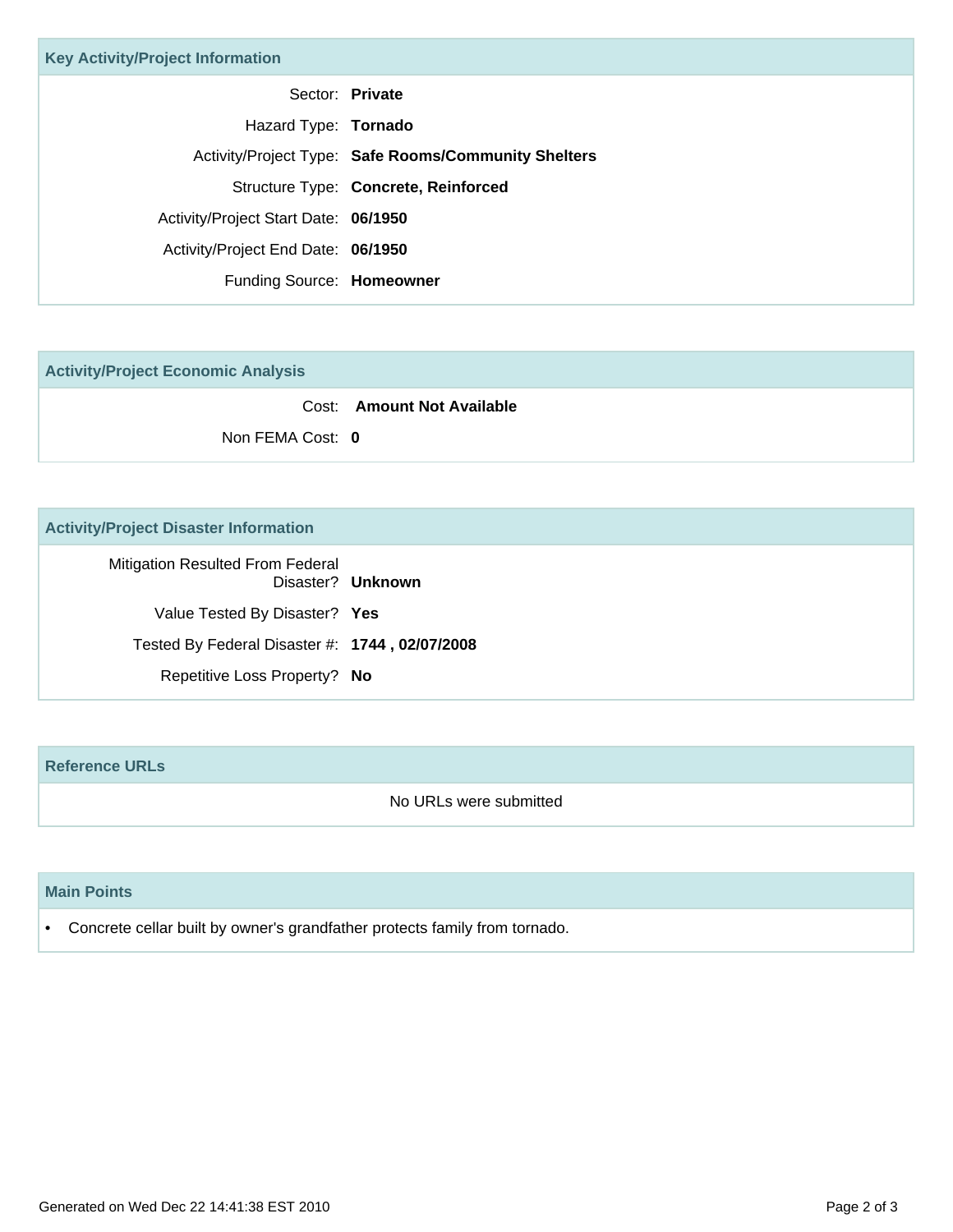## Key Activity/Project Information

| | |
|---|---|
| Sector: | **Private** |
| Hazard Type: | **Tornado** |
| Activity/Project Type: | **Safe Rooms/Community Shelters** |
| Structure Type: | **Concrete, Reinforced** |
| Activity/Project Start Date: | **06/1950** |
| Activity/Project End Date: | **06/1950** |
| Funding Source: | **Homeowner** |

## Activity/Project Economic Analysis

| | |
|---|---|
| Cost: | **Amount Not Available** |
| Non FEMA Cost: | **0** |

## Activity/Project Disaster Information

| | |
|---|---|
| Mitigation Resulted From Federal Disaster? | **Unknown** |
| Value Tested By Disaster? | **Yes** |
| Tested By Federal Disaster #: | **1744 , 02/07/2008** |
| Repetitive Loss Property? | **No** |

## Reference URLs

No URLs were submitted

## Main Points

- Concrete cellar built by owner's grandfather protects family from tornado.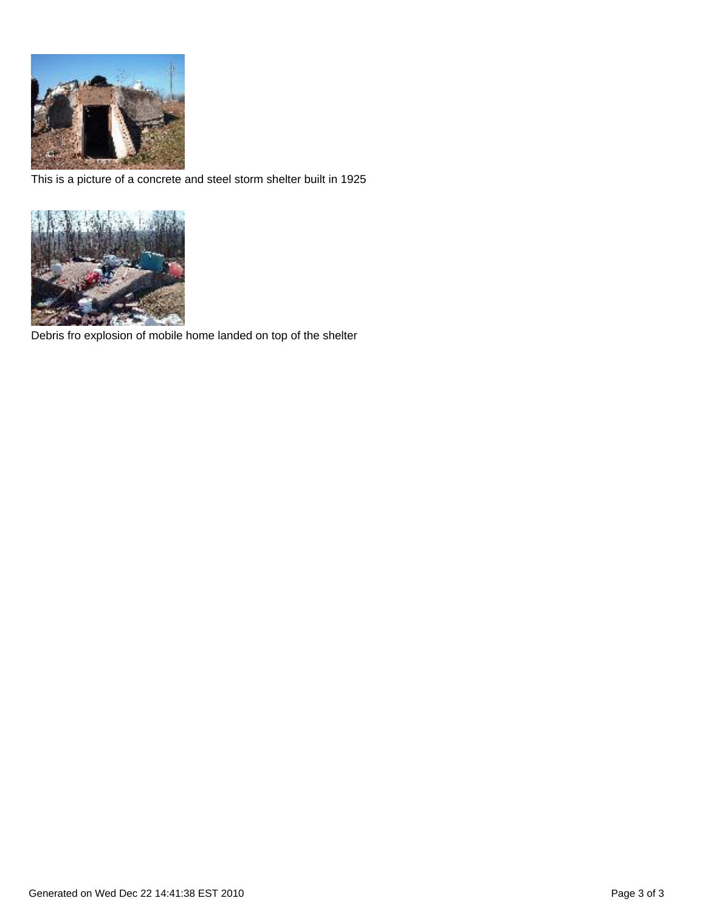This is a picture of a concrete and steel storm shelter built in 1925

Debris fro explosion of mobile home landed on top of the shelter